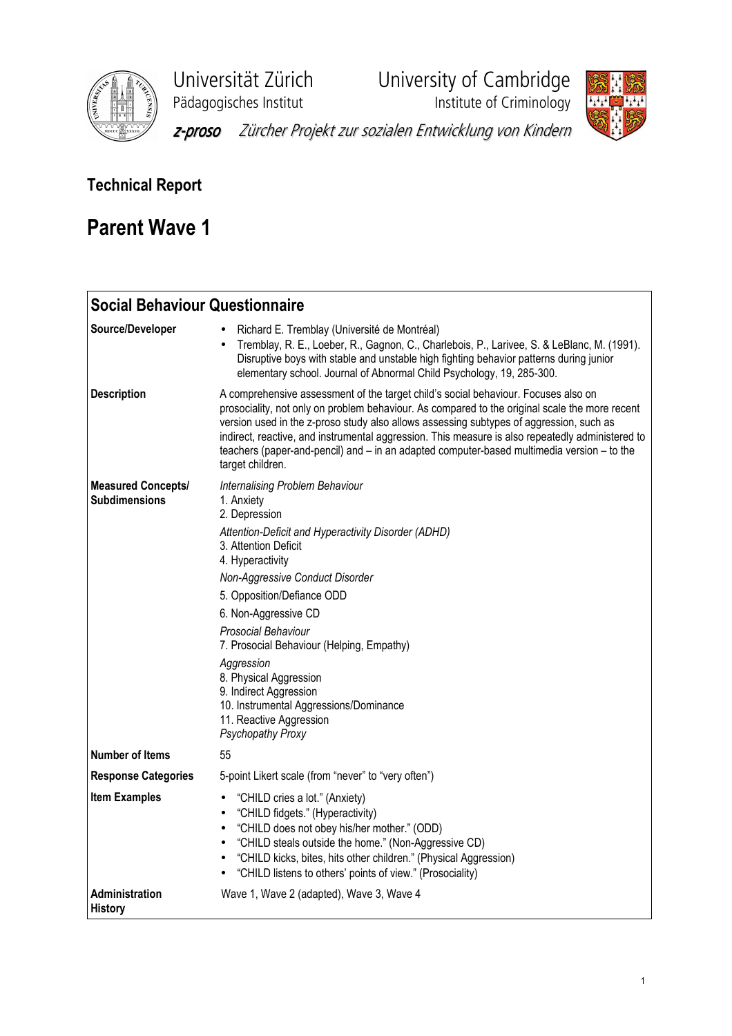Universität Zürich
Pädagogisches Institut

University of Cambridge
Institute of Criminology

**z-proso** *Zürcher Projekt zur sozialen Entwicklung von Kindern*

## Technical Report

# Parent Wave 1

| **Social Behaviour Questionnaire** | |
|---|---|
| **Source/Developer** | • Richard E. Tremblay (Université de Montréal)<br>• Tremblay, R. E., Loeber, R., Gagnon, C., Charlebois, P., Larivee, S. & LeBlanc, M. (1991). Disruptive boys with stable and unstable high fighting behavior patterns during junior elementary school. Journal of Abnormal Child Psychology, 19, 285-300. |
| **Description** | A comprehensive assessment of the target child's social behaviour. Focuses also on prosociality, not only on problem behaviour. As compared to the original scale the more recent version used in the z-proso study also allows assessing subtypes of aggression, such as indirect, reactive, and instrumental aggression. This measure is also repeatedly administered to teachers (paper-and-pencil) and – in an adapted computer-based multimedia version – to the target children. |
| **Measured Concepts/ Subdimensions** | *Internalising Problem Behaviour*<br>1. Anxiety<br>2. Depression<br>*Attention-Deficit and Hyperactivity Disorder (ADHD)*<br>3. Attention Deficit<br>4. Hyperactivity<br>*Non-Aggressive Conduct Disorder*<br>5. Opposition/Defiance ODD<br>6. Non-Aggressive CD<br>*Prosocial Behaviour*<br>7. Prosocial Behaviour (Helping, Empathy)<br>*Aggression*<br>8. Physical Aggression<br>9. Indirect Aggression<br>10. Instrumental Aggressions/Dominance<br>11. Reactive Aggression<br>*Psychopathy Proxy* |
| **Number of Items** | 55 |
| **Response Categories** | 5-point Likert scale (from "never" to "very often") |
| **Item Examples** | • "CHILD cries a lot." (Anxiety)<br>• "CHILD fidgets." (Hyperactivity)<br>• "CHILD does not obey his/her mother." (ODD)<br>• "CHILD steals outside the home." (Non-Aggressive CD)<br>• "CHILD kicks, bites, hits other children." (Physical Aggression)<br>• "CHILD listens to others' points of view." (Prosociality) |
| **Administration History** | Wave 1, Wave 2 (adapted), Wave 3, Wave 4 |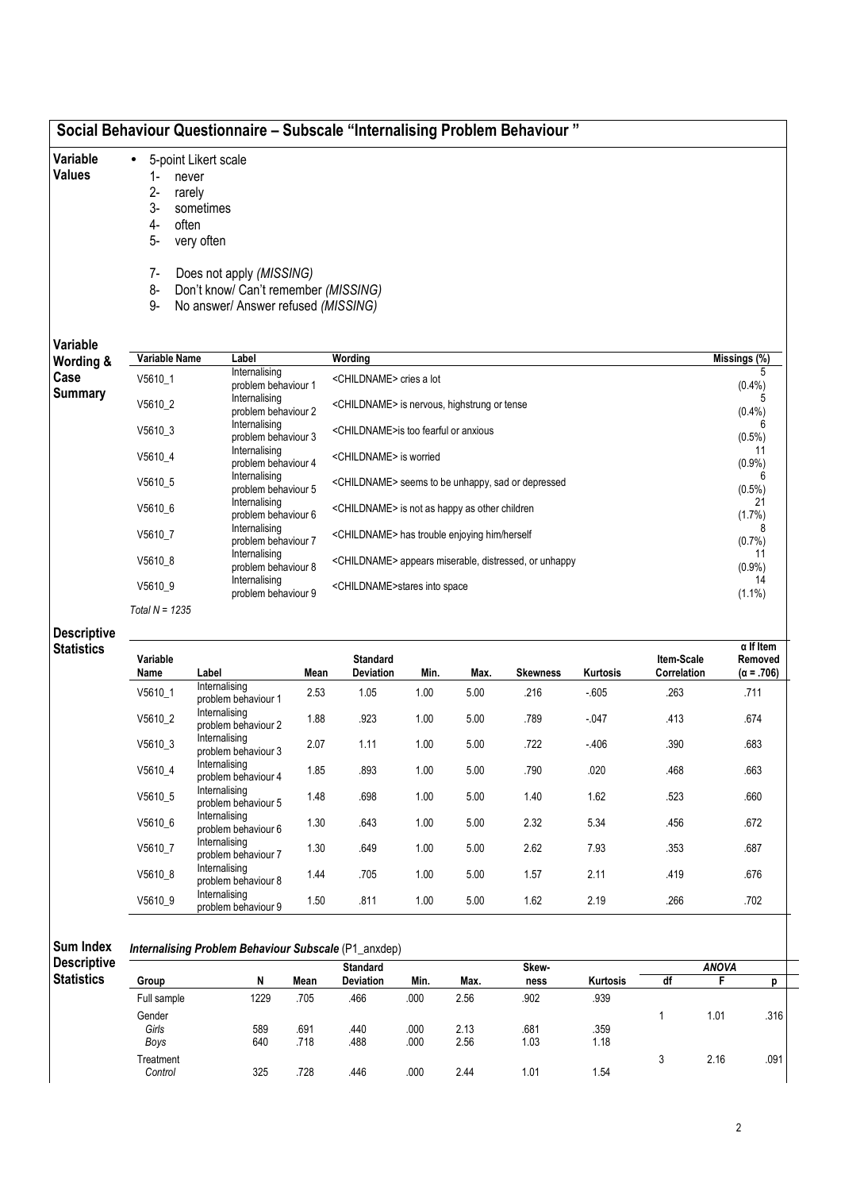## Social Behaviour Questionnaire – Subscale "Internalising Problem Behaviour "

**Variable Values**

- 5-point Likert scale
  1- never
  2- rarely
  3- sometimes
  4- often
  5- very often

  7- Does not apply *(MISSING)*
  8- Don't know/ Can't remember *(MISSING)*
  9- No answer/ Answer refused *(MISSING)*

**Variable Wording & Case Summary**

| Variable Name | Label | Wording | Missings (%) |
|---|---|---|---|
| V5610_1 | Internalising problem behaviour 1 | <CHILDNAME> cries a lot | 5 (0.4%) |
| V5610_2 | Internalising problem behaviour 2 | <CHILDNAME> is nervous, highstrung or tense | 5 (0.4%) |
| V5610_3 | Internalising problem behaviour 3 | <CHILDNAME>is too fearful or anxious | 6 (0.5%) |
| V5610_4 | Internalising problem behaviour 4 | <CHILDNAME> is worried | 11 (0.9%) |
| V5610_5 | Internalising problem behaviour 5 | <CHILDNAME> seems to be unhappy, sad or depressed | 6 (0.5%) |
| V5610_6 | Internalising problem behaviour 6 | <CHILDNAME> is not as happy as other children | 21 (1.7%) |
| V5610_7 | Internalising problem behaviour 7 | <CHILDNAME> has trouble enjoying him/herself | 8 (0.7%) |
| V5610_8 | Internalising problem behaviour 8 | <CHILDNAME> appears miserable, distressed, or unhappy | 11 (0.9%) |
| V5610_9 | Internalising problem behaviour 9 | <CHILDNAME>stares into space | 14 (1.1%) |

*Total N = 1235*

**Descriptive Statistics**

| Variable Name | Label | Mean | Standard Deviation | Min. | Max. | Skewness | Kurtosis | Item-Scale Correlation | α If Item Removed (α = .706) |
|---|---|---|---|---|---|---|---|---|---|
| V5610_1 | Internalising problem behaviour 1 | 2.53 | 1.05 | 1.00 | 5.00 | .216 | -.605 | .263 | .711 |
| V5610_2 | Internalising problem behaviour 2 | 1.88 | .923 | 1.00 | 5.00 | .789 | -.047 | .413 | .674 |
| V5610_3 | Internalising problem behaviour 3 | 2.07 | 1.11 | 1.00 | 5.00 | .722 | -.406 | .390 | .683 |
| V5610_4 | Internalising problem behaviour 4 | 1.85 | .893 | 1.00 | 5.00 | .790 | .020 | .468 | .663 |
| V5610_5 | Internalising problem behaviour 5 | 1.48 | .698 | 1.00 | 5.00 | 1.40 | 1.62 | .523 | .660 |
| V5610_6 | Internalising problem behaviour 6 | 1.30 | .643 | 1.00 | 5.00 | 2.32 | 5.34 | .456 | .672 |
| V5610_7 | Internalising problem behaviour 7 | 1.30 | .649 | 1.00 | 5.00 | 2.62 | 7.93 | .353 | .687 |
| V5610_8 | Internalising problem behaviour 8 | 1.44 | .705 | 1.00 | 5.00 | 1.57 | 2.11 | .419 | .676 |
| V5610_9 | Internalising problem behaviour 9 | 1.50 | .811 | 1.00 | 5.00 | 1.62 | 2.19 | .266 | .702 |

**Sum Index Descriptive Statistics**

***Internalising Problem Behaviour Subscale*** (P1_anxdep)

| Group | N | Mean | Standard Deviation | Min. | Max. | Skew-ness | Kurtosis | ANOVA df | ANOVA F | ANOVA p |
|---|---|---|---|---|---|---|---|---|---|---|
| Full sample | 1229 | .705 | .466 | .000 | 2.56 | .902 | .939 | | | |
| Gender | | | | | | | | 1 | 1.01 | .316 |
| *Girls* | 589 | .691 | .440 | .000 | 2.13 | .681 | .359 | | | |
| *Boys* | 640 | .718 | .488 | .000 | 2.56 | 1.03 | 1.18 | | | |
| Treatment | | | | | | | | 3 | 2.16 | .091 |
| *Control* | 325 | .728 | .446 | .000 | 2.44 | 1.01 | 1.54 | | | |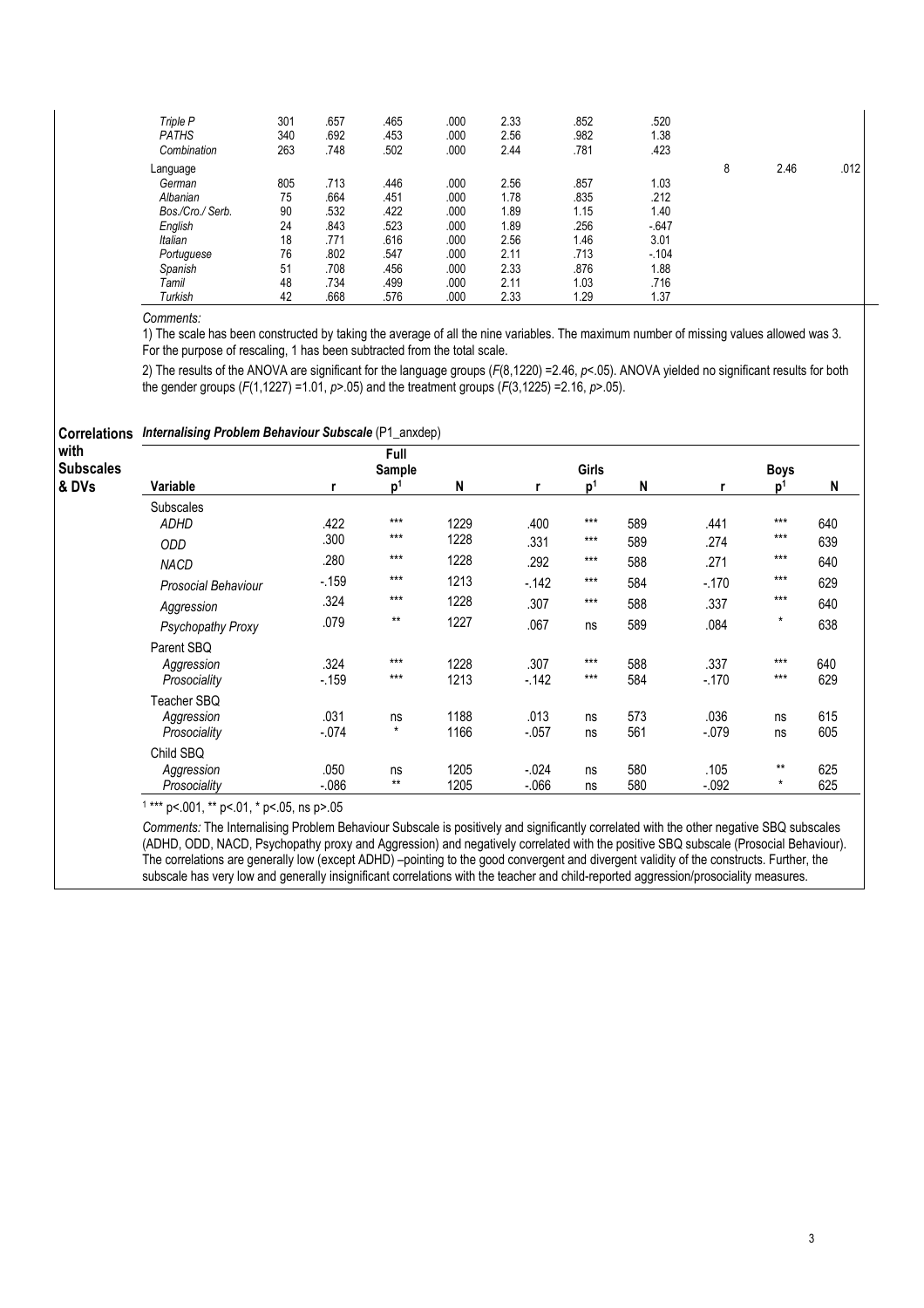| | | | | | | | | | | |
|---|---|---|---|---|---|---|---|---|---|---|
| *Triple P* | 301 | .657 | .465 | .000 | 2.33 | .852 | .520 | | | |
| *PATHS* | 340 | .692 | .453 | .000 | 2.56 | .982 | 1.38 | | | |
| *Combination* | 263 | .748 | .502 | .000 | 2.44 | .781 | .423 | | | |
| Language | | | | | | | | 8 | 2.46 | .012 |
| *German* | 805 | .713 | .446 | .000 | 2.56 | .857 | 1.03 | | | |
| *Albanian* | 75 | .664 | .451 | .000 | 1.78 | .835 | .212 | | | |
| *Bos./Cro./ Serb.* | 90 | .532 | .422 | .000 | 1.89 | 1.15 | 1.40 | | | |
| *English* | 24 | .843 | .523 | .000 | 1.89 | .256 | -.647 | | | |
| *Italian* | 18 | .771 | .616 | .000 | 2.56 | 1.46 | 3.01 | | | |
| *Portuguese* | 76 | .802 | .547 | .000 | 2.11 | .713 | -.104 | | | |
| *Spanish* | 51 | .708 | .456 | .000 | 2.33 | .876 | 1.88 | | | |
| *Tamil* | 48 | .734 | .499 | .000 | 2.11 | 1.03 | .716 | | | |
| *Turkish* | 42 | .668 | .576 | .000 | 2.33 | 1.29 | 1.37 | | | |

*Comments:*

1) The scale has been constructed by taking the average of all the nine variables. The maximum number of missing values allowed was 3. For the purpose of rescaling, 1 has been subtracted from the total scale.

2) The results of the ANOVA are significant for the language groups ($F(8,1220) = 2.46$, $p < .05$). ANOVA yielded no significant results for both the gender groups ($F(1,1227) = 1.01$, $p > .05$) and the treatment groups ($F(3,1225) = 2.16$, $p > .05$).

**Correlations with Subscales & DVs**

***Internalising Problem Behaviour Subscale*** (P1_anxdep)

| Variable | Full Sample r | p[1] | N | Girls r | p[1] | N | Boys r | p[1] | N |
|---|---|---|---|---|---|---|---|---|---|
| Subscales | | | | | | | | | |
| *ADHD* | .422 | *** | 1229 | .400 | *** | 589 | .441 | *** | 640 |
| *ODD* | .300 | *** | 1228 | .331 | *** | 589 | .274 | *** | 639 |
| *NACD* | .280 | *** | 1228 | .292 | *** | 588 | .271 | *** | 640 |
| *Prosocial Behaviour* | -.159 | *** | 1213 | -.142 | *** | 584 | -.170 | *** | 629 |
| *Aggression* | .324 | *** | 1228 | .307 | *** | 588 | .337 | *** | 640 |
| *Psychopathy Proxy* | .079 | ** | 1227 | .067 | ns | 589 | .084 | * | 638 |
| Parent SBQ | | | | | | | | | |
| *Aggression* | .324 | *** | 1228 | .307 | *** | 588 | .337 | *** | 640 |
| *Prosociality* | -.159 | *** | 1213 | -.142 | *** | 584 | -.170 | *** | 629 |
| Teacher SBQ | | | | | | | | | |
| *Aggression* | .031 | ns | 1188 | .013 | ns | 573 | .036 | ns | 615 |
| *Prosociality* | -.074 | * | 1166 | -.057 | ns | 561 | -.079 | ns | 605 |
| Child SBQ | | | | | | | | | |
| *Aggression* | .050 | ns | 1205 | -.024 | ns | 580 | .105 | ** | 625 |
| *Prosociality* | -.086 | ** | 1205 | -.066 | ns | 580 | -.092 | * | 625 |

[1] *** p<.001, ** p<.01, * p<.05, ns p>.05

*Comments:* The Internalising Problem Behaviour Subscale is positively and significantly correlated with the other negative SBQ subscales (ADHD, ODD, NACD, Psychopathy proxy and Aggression) and negatively correlated with the positive SBQ subscale (Prosocial Behaviour). The correlations are generally low (except ADHD) –pointing to the good convergent and divergent validity of the constructs. Further, the subscale has very low and generally insignificant correlations with the teacher and child-reported aggression/prosociality measures.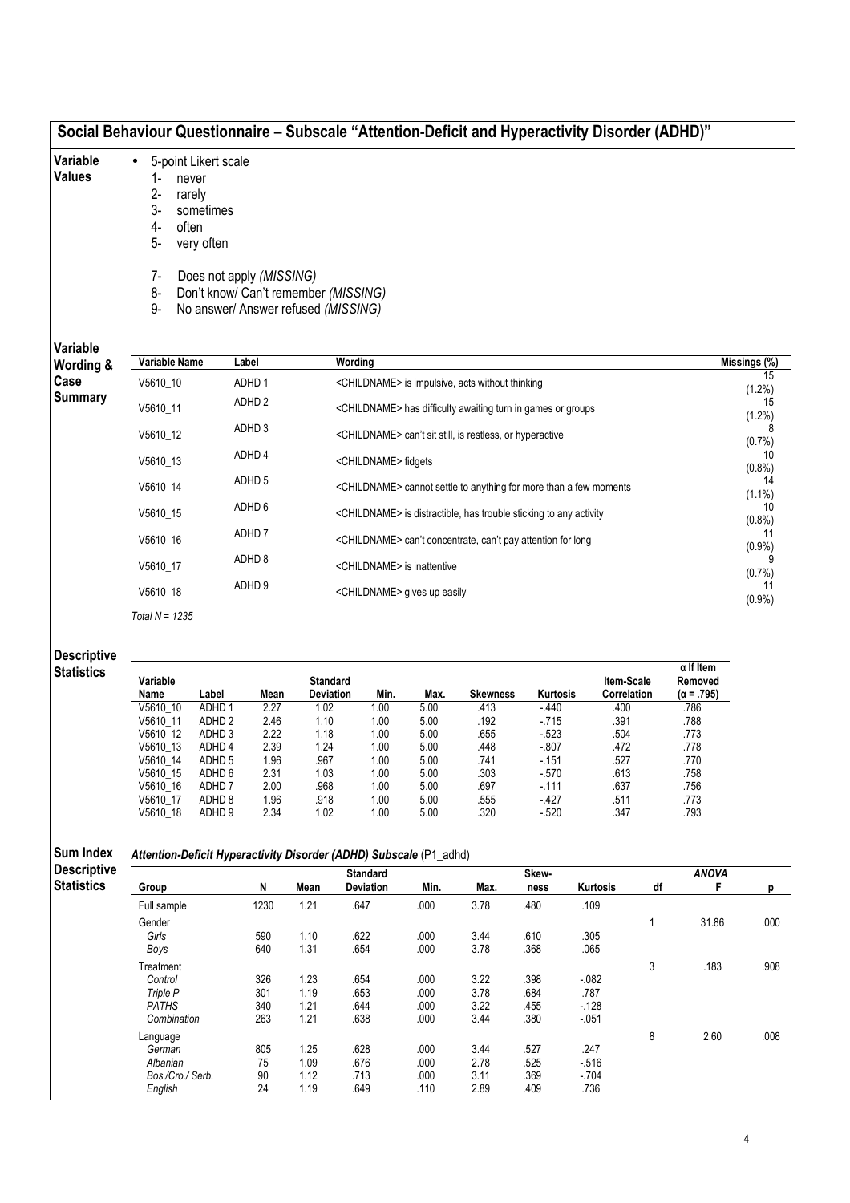# Social Behaviour Questionnaire – Subscale "Attention-Deficit and Hyperactivity Disorder (ADHD)"

**Variable Values**

- 5-point Likert scale
  1- never
  2- rarely
  3- sometimes
  4- often
  5- very often

  7- Does not apply *(MISSING)*
  8- Don't know/ Can't remember *(MISSING)*
  9- No answer/ Answer refused *(MISSING)*

**Variable Wording & Case Summary**

| Variable Name | Label | Wording | Missings (%) |
|---|---|---|---|
| V5610_10 | ADHD 1 | <CHILDNAME> is impulsive, acts without thinking | 15 (1.2%) |
| V5610_11 | ADHD 2 | <CHILDNAME> has difficulty awaiting turn in games or groups | 15 (1.2%) |
| V5610_12 | ADHD 3 | <CHILDNAME> can't sit still, is restless, or hyperactive | 8 (0.7%) |
| V5610_13 | ADHD 4 | <CHILDNAME> fidgets | 10 (0.8%) |
| V5610_14 | ADHD 5 | <CHILDNAME> cannot settle to anything for more than a few moments | 14 (1.1%) |
| V5610_15 | ADHD 6 | <CHILDNAME> is distractible, has trouble sticking to any activity | 10 (0.8%) |
| V5610_16 | ADHD 7 | <CHILDNAME> can't concentrate, can't pay attention for long | 11 (0.9%) |
| V5610_17 | ADHD 8 | <CHILDNAME> is inattentive | 9 (0.7%) |
| V5610_18 | ADHD 9 | <CHILDNAME> gives up easily | 11 (0.9%) |

*Total N = 1235*

**Descriptive Statistics**

| Variable Name | Label | Mean | Standard Deviation | Min. | Max. | Skewness | Kurtosis | Item-Scale Correlation | α If Item Removed (α = .795) |
|---|---|---|---|---|---|---|---|---|---|
| V5610_10 | ADHD 1 | 2.27 | 1.02 | 1.00 | 5.00 | .413 | -.440 | .400 | .786 |
| V5610_11 | ADHD 2 | 2.46 | 1.10 | 1.00 | 5.00 | .192 | -.715 | .391 | .788 |
| V5610_12 | ADHD 3 | 2.22 | 1.18 | 1.00 | 5.00 | .655 | -.523 | .504 | .773 |
| V5610_13 | ADHD 4 | 2.39 | 1.24 | 1.00 | 5.00 | .448 | -.807 | .472 | .778 |
| V5610_14 | ADHD 5 | 1.96 | .967 | 1.00 | 5.00 | .741 | -.151 | .527 | .770 |
| V5610_15 | ADHD 6 | 2.31 | 1.03 | 1.00 | 5.00 | .303 | -.570 | .613 | .758 |
| V5610_16 | ADHD 7 | 2.00 | .968 | 1.00 | 5.00 | .697 | -.111 | .637 | .756 |
| V5610_17 | ADHD 8 | 1.96 | .918 | 1.00 | 5.00 | .555 | -.427 | .511 | .773 |
| V5610_18 | ADHD 9 | 2.34 | 1.02 | 1.00 | 5.00 | .320 | -.520 | .347 | .793 |

**Sum Index Descriptive Statistics**

***Attention-Deficit Hyperactivity Disorder (ADHD) Subscale** (P1_adhd)*

| Group | N | Mean | Standard Deviation | Min. | Max. | Skew-ness | Kurtosis | ANOVA df | F | p |
|---|---|---|---|---|---|---|---|---|---|---|
| Full sample | 1230 | 1.21 | .647 | .000 | 3.78 | .480 | .109 | | | |
| Gender | | | | | | | | 1 | 31.86 | .000 |
| *Girls* | 590 | 1.10 | .622 | .000 | 3.44 | .610 | .305 | | | |
| *Boys* | 640 | 1.31 | .654 | .000 | 3.78 | .368 | .065 | | | |
| Treatment | | | | | | | | 3 | .183 | .908 |
| *Control* | 326 | 1.23 | .654 | .000 | 3.22 | .398 | -.082 | | | |
| *Triple P* | 301 | 1.19 | .653 | .000 | 3.78 | .684 | .787 | | | |
| *PATHS* | 340 | 1.21 | .644 | .000 | 3.22 | .455 | -.128 | | | |
| *Combination* | 263 | 1.21 | .638 | .000 | 3.44 | .380 | -.051 | | | |
| Language | | | | | | | | 8 | 2.60 | .008 |
| *German* | 805 | 1.25 | .628 | .000 | 3.44 | .527 | .247 | | | |
| *Albanian* | 75 | 1.09 | .676 | .000 | 2.78 | .525 | -.516 | | | |
| *Bos./Cro./ Serb.* | 90 | 1.12 | .713 | .000 | 3.11 | .369 | -.704 | | | |
| *English* | 24 | 1.19 | .649 | .110 | 2.89 | .409 | .736 | | | |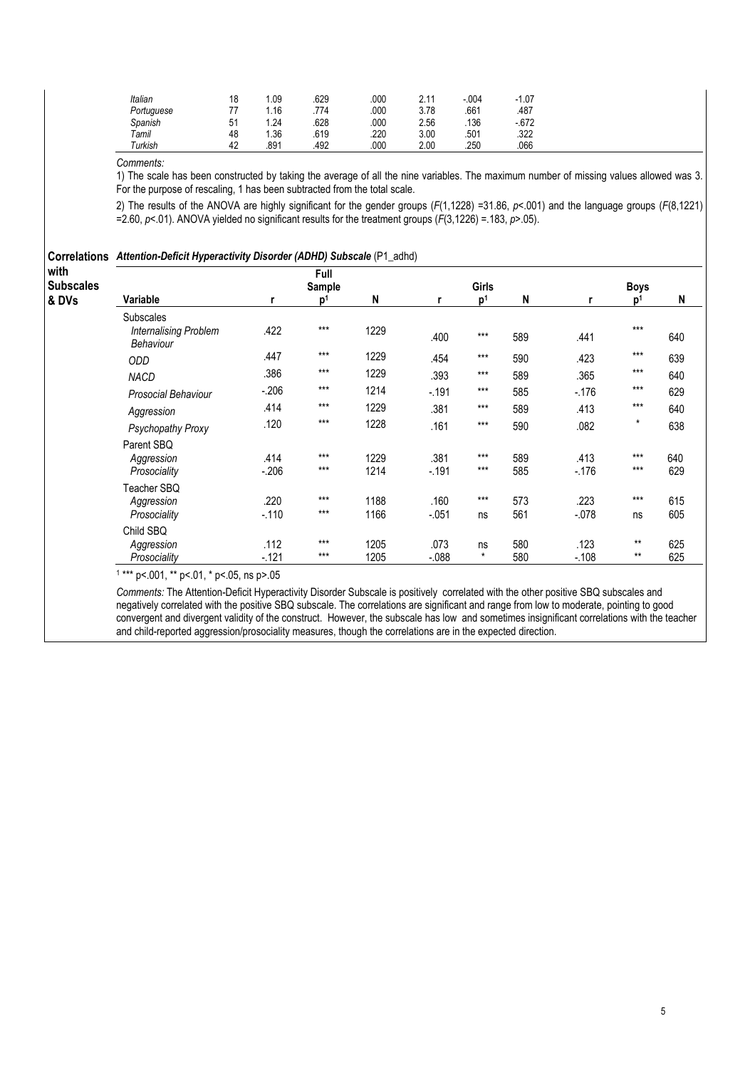| | | | | | | |
|---|---|---|---|---|---|---|
| *Italian* | 18 | 1.09 | .629 | .000 | 2.11 | -.004 | -1.07 |
| *Portuguese* | 77 | 1.16 | .774 | .000 | 3.78 | .661 | .487 |
| *Spanish* | 51 | 1.24 | .628 | .000 | 2.56 | .136 | -.672 |
| *Tamil* | 48 | 1.36 | .619 | .220 | 3.00 | .501 | .322 |
| *Turkish* | 42 | .891 | .492 | .000 | 2.00 | .250 | .066 |

*Comments:*

1) The scale has been constructed by taking the average of all the nine variables. The maximum number of missing values allowed was 3. For the purpose of rescaling, 1 has been subtracted from the total scale.

2) The results of the ANOVA are highly significant for the gender groups ($F(1,1228)$ =31.86, $p$<.001) and the language groups ($F(8,1221)$ =2.60, $p$<.01). ANOVA yielded no significant results for the treatment groups ($F(3,1226)$ =.183, $p$>.05).

**Correlations with Subscales & DVs**

***Attention-Deficit Hyperactivity Disorder (ADHD) Subscale*** (P1_adhd)

| Variable | Full Sample r | Full Sample p[1] | Full Sample N | Girls r | Girls p[1] | Girls N | Boys r | Boys p[1] | Boys N |
|---|---|---|---|---|---|---|---|---|---|
| Subscales | | | | | | | | | |
| *Internalising Problem Behaviour* | .422 | *** | 1229 | .400 | *** | 589 | .441 | *** | 640 |
| *ODD* | .447 | *** | 1229 | .454 | *** | 590 | .423 | *** | 639 |
| *NACD* | .386 | *** | 1229 | .393 | *** | 589 | .365 | *** | 640 |
| *Prosocial Behaviour* | -.206 | *** | 1214 | -.191 | *** | 585 | -.176 | *** | 629 |
| *Aggression* | .414 | *** | 1229 | .381 | *** | 589 | .413 | *** | 640 |
| *Psychopathy Proxy* | .120 | *** | 1228 | .161 | *** | 590 | .082 | * | 638 |
| Parent SBQ | | | | | | | | | |
| *Aggression* | .414 | *** | 1229 | .381 | *** | 589 | .413 | *** | 640 |
| *Prosociality* | -.206 | *** | 1214 | -.191 | *** | 585 | -.176 | *** | 629 |
| Teacher SBQ | | | | | | | | | |
| *Aggression* | .220 | *** | 1188 | .160 | *** | 573 | .223 | *** | 615 |
| *Prosociality* | -.110 | *** | 1166 | -.051 | ns | 561 | -.078 | ns | 605 |
| Child SBQ | | | | | | | | | |
| *Aggression* | .112 | *** | 1205 | .073 | ns | 580 | .123 | ** | 625 |
| *Prosociality* | -.121 | *** | 1205 | -.088 | * | 580 | -.108 | ** | 625 |

[1] *** p<.001, ** p<.01, * p<.05, ns p>.05

*Comments:* The Attention-Deficit Hyperactivity Disorder Subscale is positively correlated with the other positive SBQ subscales and negatively correlated with the positive SBQ subscale. The correlations are significant and range from low to moderate, pointing to good convergent and divergent validity of the construct. However, the subscale has low and sometimes insignificant correlations with the teacher and child-reported aggression/prosociality measures, though the correlations are in the expected direction.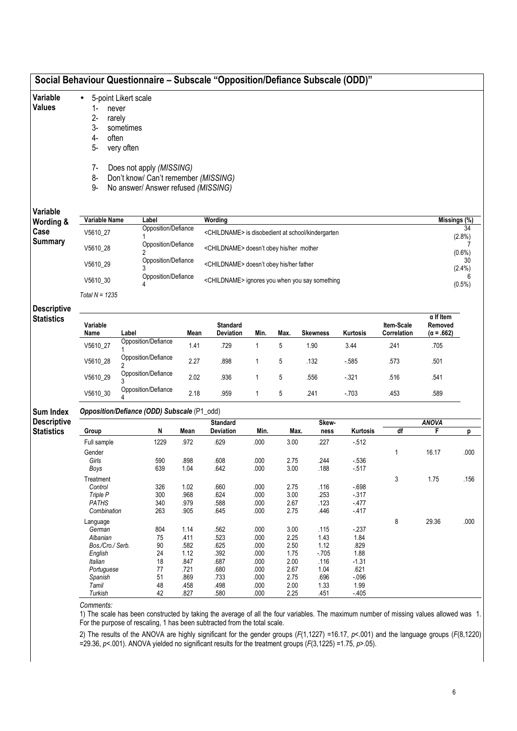## Social Behaviour Questionnaire – Subscale "Opposition/Defiance Subscale (ODD)"

**Variable Values**

- 5-point Likert scale
  1- never
  2- rarely
  3- sometimes
  4- often
  5- very often

  7- Does not apply *(MISSING)*
  8- Don't know/ Can't remember *(MISSING)*
  9- No answer/ Answer refused *(MISSING)*

**Variable Wording & Case Summary**

| Variable Name | Label | Wording | Missings (%) |
|---|---|---|---|
| V5610_27 | Opposition/Defiance 1 | <CHILDNAME> is disobedient at school/kindergarten | 34 (2.8%) |
| V5610_28 | Opposition/Defiance 2 | <CHILDNAME> doesn't obey his/her mother | 7 (0.6%) |
| V5610_29 | Opposition/Defiance 3 | <CHILDNAME> doesn't obey his/her father | 30 (2.4%) |
| V5610_30 | Opposition/Defiance 4 | <CHILDNAME> ignores you when you say something | 6 (0.5%) |

*Total N = 1235*

**Descriptive Statistics**

| Variable Name | Label | Mean | Standard Deviation | Min. | Max. | Skewness | Kurtosis | Item-Scale Correlation | α If Item Removed (α = .662) |
|---|---|---|---|---|---|---|---|---|---|
| V5610_27 | Opposition/Defiance 1 | 1.41 | .729 | 1 | 5 | 1.90 | 3.44 | .241 | .705 |
| V5610_28 | Opposition/Defiance 2 | 2.27 | .898 | 1 | 5 | .132 | -.585 | .573 | .501 |
| V5610_29 | Opposition/Defiance 3 | 2.02 | .936 | 1 | 5 | .556 | -.321 | .516 | .541 |
| V5610_30 | Opposition/Defiance 4 | 2.18 | .959 | 1 | 5 | .241 | -.703 | .453 | .589 |

**Sum Index Descriptive Statistics**

***Opposition/Defiance (ODD) Subscale*** (P1_odd)

| Group | N | Mean | Standard Deviation | Min. | Max. | Skew-ness | Kurtosis | ANOVA df | ANOVA F | ANOVA p |
|---|---|---|---|---|---|---|---|---|---|---|
| Full sample | 1229 | .972 | .629 | .000 | 3.00 | .227 | -.512 | | | |
| Gender | | | | | | | | 1 | 16.17 | .000 |
| *Girls* | 590 | .898 | .608 | .000 | 2.75 | .244 | -.536 | | | |
| *Boys* | 639 | 1.04 | .642 | .000 | 3.00 | .188 | -.517 | | | |
| Treatment | | | | | | | | 3 | 1.75 | .156 |
| *Control* | 326 | 1.02 | .660 | .000 | 2.75 | .116 | -.698 | | | |
| *Triple P* | 300 | .968 | .624 | .000 | 3.00 | .253 | -.317 | | | |
| *PATHS* | 340 | .979 | .588 | .000 | 2.67 | .123 | -.477 | | | |
| *Combination* | 263 | .905 | .645 | .000 | 2.75 | .446 | -.417 | | | |
| Language | | | | | | | | 8 | 29.36 | .000 |
| *German* | 804 | 1.14 | .562 | .000 | 3.00 | .115 | -.237 | | | |
| *Albanian* | 75 | .411 | .523 | .000 | 2.25 | 1.43 | 1.84 | | | |
| *Bos./Cro./ Serb.* | 90 | .582 | .625 | .000 | 2.50 | 1.12 | .829 | | | |
| *English* | 24 | 1.12 | .392 | .000 | 1.75 | -.705 | 1.88 | | | |
| *Italian* | 18 | .847 | .687 | .000 | 2.00 | .116 | -1.31 | | | |
| *Portuguese* | 77 | .721 | .680 | .000 | 2.67 | 1.04 | .621 | | | |
| *Spanish* | 51 | .869 | .733 | .000 | 2.75 | .696 | -.096 | | | |
| *Tamil* | 48 | .458 | .498 | .000 | 2.00 | 1.33 | 1.99 | | | |
| *Turkish* | 42 | .827 | .580 | .000 | 2.25 | .451 | -.405 | | | |

*Comments:*

1) The scale has been constructed by taking the average of all the four variables. The maximum number of missing values allowed was 1. For the purpose of rescaling, 1 has been subtracted from the total scale.

2) The results of the ANOVA are highly significant for the gender groups ($F(1,1227) = 16.17$, $p < .001$) and the language groups ($F(8,1220) = 29.36$, $p < .001$). ANOVA yielded no significant results for the treatment groups ($F(3,1225) = 1.75$, $p > .05$).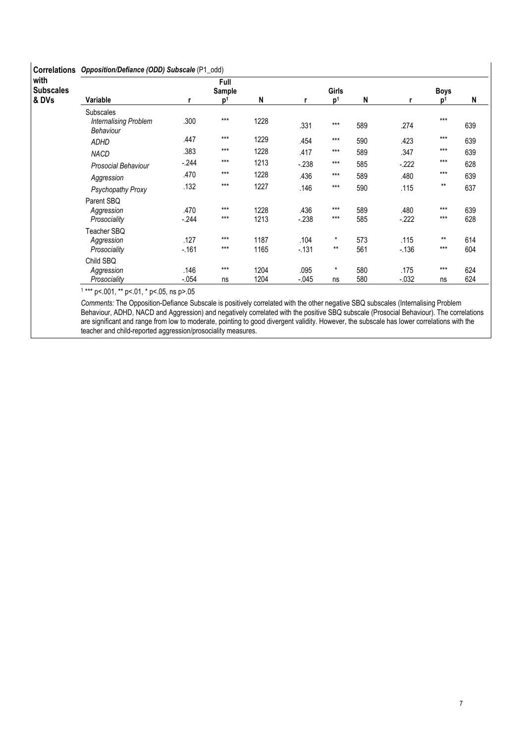| Correlations with Subscales & DVs | *Opposition/Defiance (ODD) Subscale* (P1_odd) | | | | | | | | | |
|---|---|---|---|---|---|---|---|---|---|---|
| | | | Full Sample | | | Girls | | | Boys | |
| | Variable | r | p[1] | N | r | p[1] | N | r | p[1] | N |
| | Subscales | | | | | | | | | |
| | *Internalising Problem Behaviour* | .300 | *** | 1228 | .331 | *** | 589 | .274 | *** | 639 |
| | *ADHD* | .447 | *** | 1229 | .454 | *** | 590 | .423 | *** | 639 |
| | *NACD* | .383 | *** | 1228 | .417 | *** | 589 | .347 | *** | 639 |
| | *Prosocial Behaviour* | -.244 | *** | 1213 | -.238 | *** | 585 | -.222 | *** | 628 |
| | *Aggression* | .470 | *** | 1228 | .436 | *** | 589 | .480 | *** | 639 |
| | *Psychopathy Proxy* | .132 | *** | 1227 | .146 | *** | 590 | .115 | ** | 637 |
| | Parent SBQ | | | | | | | | | |
| | *Aggression* | .470 | *** | 1228 | .436 | *** | 589 | .480 | *** | 639 |
| | *Prosociality* | -.244 | *** | 1213 | -.238 | *** | 585 | -.222 | *** | 628 |
| | Teacher SBQ | | | | | | | | | |
| | *Aggression* | .127 | *** | 1187 | .104 | * | 573 | .115 | ** | 614 |
| | *Prosociality* | -.161 | *** | 1165 | -.131 | ** | 561 | -.136 | *** | 604 |
| | Child SBQ | | | | | | | | | |
| | *Aggression* | .146 | *** | 1204 | .095 | * | 580 | .175 | *** | 624 |
| | *Prosociality* | -.054 | ns | 1204 | -.045 | ns | 580 | -.032 | ns | 624 |

[1] *** p<.001, ** p<.01, * p<.05, ns p>.05

*Comments:* The Opposition-Defiance Subscale is positively correlated with the other negative SBQ subscales (Internalising Problem Behaviour, ADHD, NACD and Aggression) and negatively correlated with the positive SBQ subscale (Prosocial Behaviour). The correlations are significant and range from low to moderate, pointing to good divergent validity. However, the subscale has lower correlations with the teacher and child-reported aggression/prosociality measures.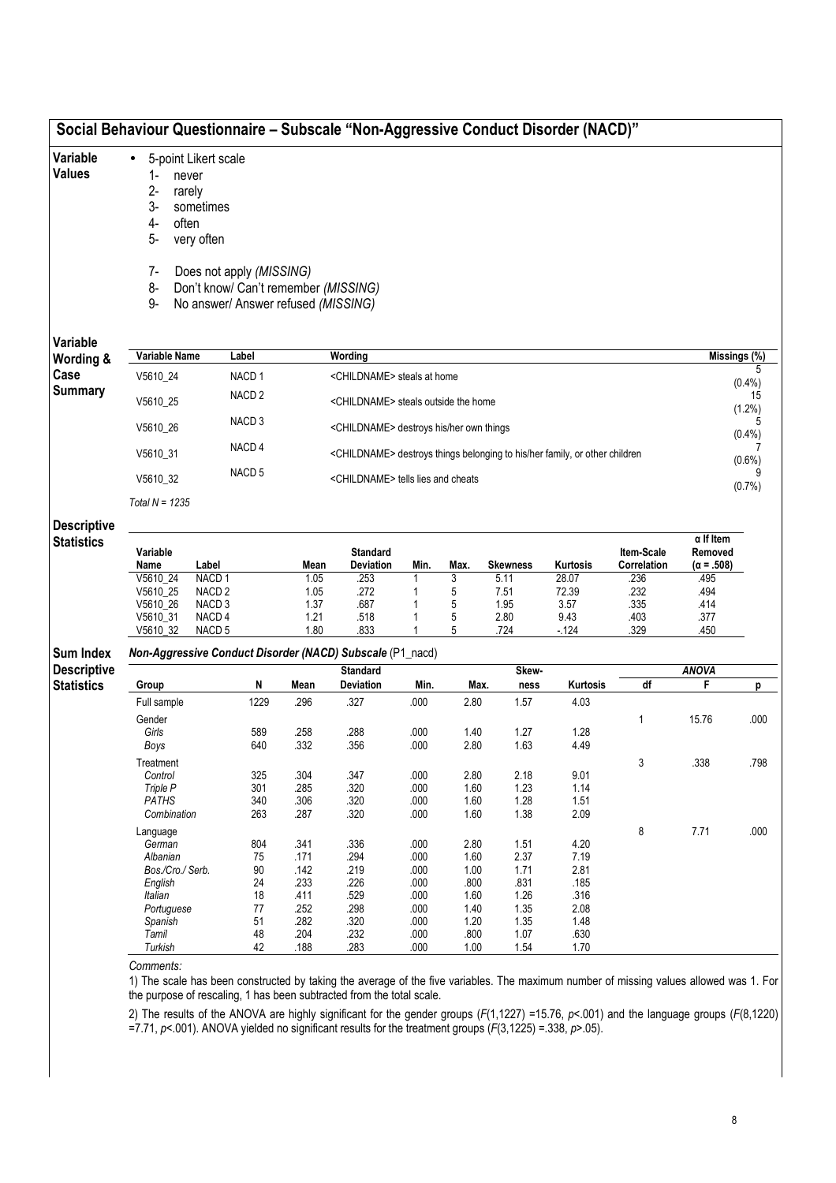# Social Behaviour Questionnaire – Subscale "Non-Aggressive Conduct Disorder (NACD)"

## Variable Values

- 5-point Likert scale
  1- never
  2- rarely
  3- sometimes
  4- often
  5- very often

  7- Does not apply *(MISSING)*
  8- Don't know/ Can't remember *(MISSING)*
  9- No answer/ Answer refused *(MISSING)*

## Variable Wording & Case Summary

| Variable Name | Label | Wording | Missings (%) |
|---|---|---|---|
| V5610_24 | NACD 1 | <CHILDNAME> steals at home | 5 (0.4%) |
| V5610_25 | NACD 2 | <CHILDNAME> steals outside the home | 15 (1.2%) |
| V5610_26 | NACD 3 | <CHILDNAME> destroys his/her own things | 5 (0.4%) |
| V5610_31 | NACD 4 | <CHILDNAME> destroys things belonging to his/her family, or other children | 7 (0.6%) |
| V5610_32 | NACD 5 | <CHILDNAME> tells lies and cheats | 9 (0.7%) |

*Total N = 1235*

## Descriptive Statistics

| Variable Name | Label | Mean | Standard Deviation | Min. | Max. | Skewness | Kurtosis | Item-Scale Correlation | α If Item Removed (α = .508) |
|---|---|---|---|---|---|---|---|---|---|
| V5610_24 | NACD 1 | 1.05 | .253 | 1 | 3 | 5.11 | 28.07 | .236 | .495 |
| V5610_25 | NACD 2 | 1.05 | .272 | 1 | 5 | 7.51 | 72.39 | .232 | .494 |
| V5610_26 | NACD 3 | 1.37 | .687 | 1 | 5 | 1.95 | 3.57 | .335 | .414 |
| V5610_31 | NACD 4 | 1.21 | .518 | 1 | 5 | 2.80 | 9.43 | .403 | .377 |
| V5610_32 | NACD 5 | 1.80 | .833 | 1 | 5 | .724 | -.124 | .329 | .450 |

## Sum Index Descriptive Statistics

***Non-Aggressive Conduct Disorder (NACD) Subscale** (P1_nacd)*

| Group | N | Mean | Standard Deviation | Min. | Max. | Skewness | Kurtosis | ANOVA df | ANOVA F | ANOVA p |
|---|---|---|---|---|---|---|---|---|---|---|
| Full sample | 1229 | .296 | .327 | .000 | 2.80 | 1.57 | 4.03 | | | |
| Gender | | | | | | | | 1 | 15.76 | .000 |
| *Girls* | 589 | .258 | .288 | .000 | 1.40 | 1.27 | 1.28 | | | |
| *Boys* | 640 | .332 | .356 | .000 | 2.80 | 1.63 | 4.49 | | | |
| Treatment | | | | | | | | 3 | .338 | .798 |
| *Control* | 325 | .304 | .347 | .000 | 2.80 | 2.18 | 9.01 | | | |
| *Triple P* | 301 | .285 | .320 | .000 | 1.60 | 1.23 | 1.14 | | | |
| *PATHS* | 340 | .306 | .320 | .000 | 1.60 | 1.28 | 1.51 | | | |
| *Combination* | 263 | .287 | .320 | .000 | 1.60 | 1.38 | 2.09 | | | |
| Language | | | | | | | | 8 | 7.71 | .000 |
| *German* | 804 | .341 | .336 | .000 | 2.80 | 1.51 | 4.20 | | | |
| *Albanian* | 75 | .171 | .294 | .000 | 1.60 | 2.37 | 7.19 | | | |
| *Bos./Cro./ Serb.* | 90 | .142 | .219 | .000 | 1.00 | 1.71 | 2.81 | | | |
| *English* | 24 | .233 | .226 | .000 | .800 | .831 | .185 | | | |
| *Italian* | 18 | .411 | .529 | .000 | 1.60 | 1.26 | .316 | | | |
| *Portuguese* | 77 | .252 | .298 | .000 | 1.40 | 1.35 | 2.08 | | | |
| *Spanish* | 51 | .282 | .320 | .000 | 1.20 | 1.35 | 1.48 | | | |
| *Tamil* | 48 | .204 | .232 | .000 | .800 | 1.07 | .630 | | | |
| *Turkish* | 42 | .188 | .283 | .000 | 1.00 | 1.54 | 1.70 | | | |

*Comments:*

1) The scale has been constructed by taking the average of the five variables. The maximum number of missing values allowed was 1. For the purpose of rescaling, 1 has been subtracted from the total scale.

2) The results of the ANOVA are highly significant for the gender groups ($F(1,1227) = 15.76$, $p<.001$) and the language groups ($F(8,1220) = 7.71$, $p<.001$). ANOVA yielded no significant results for the treatment groups ($F(3,1225) = .338$, $p>.05$).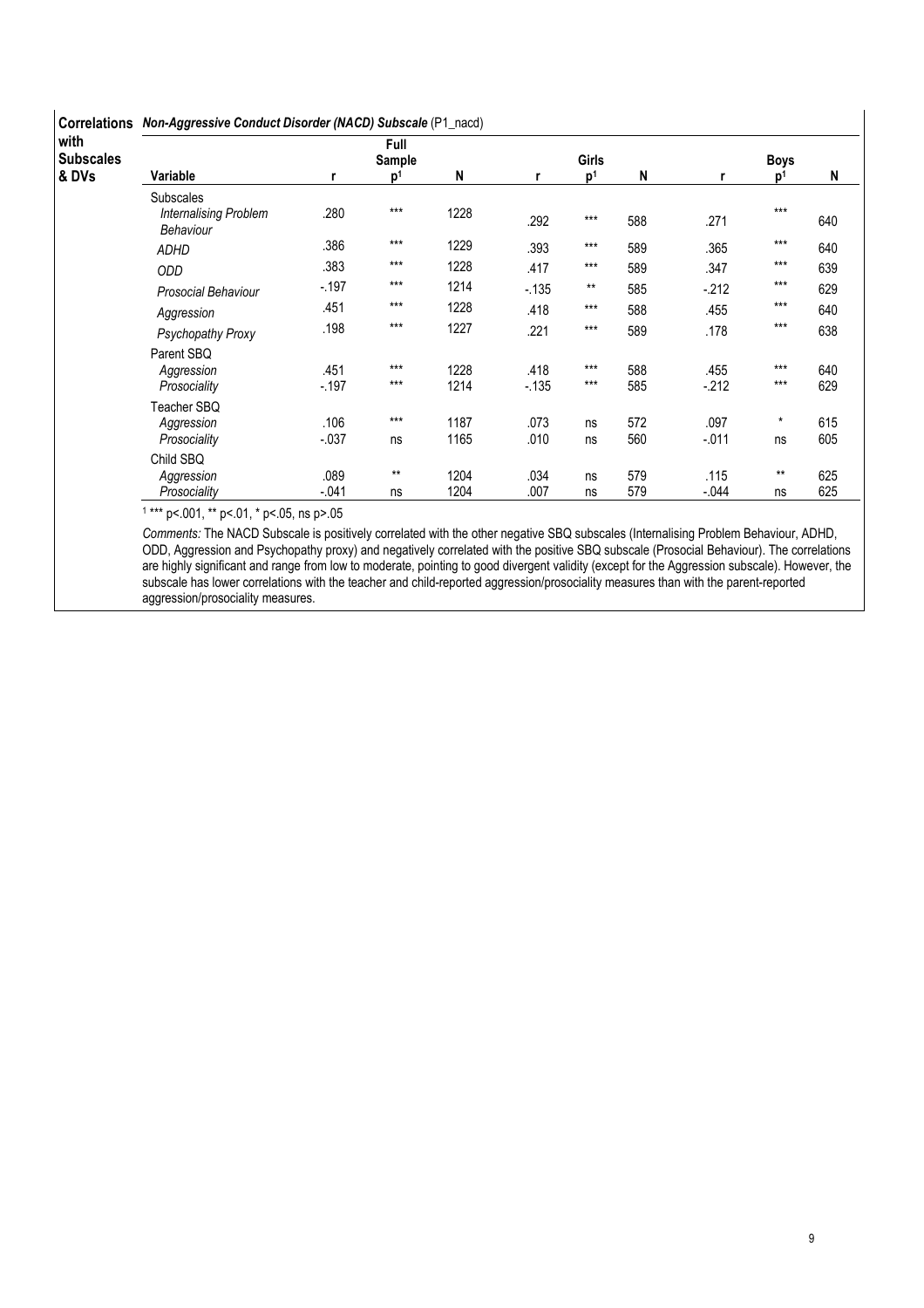**Correlations with Subscales & DVs** — ***Non-Aggressive Conduct Disorder (NACD) Subscale*** (P1_nacd)

| Variable | Full Sample r | Full Sample p[1] | Full Sample N | Girls r | Girls p[1] | Girls N | Boys r | Boys p[1] | Boys N |
|---|---|---|---|---|---|---|---|---|---|
| Subscales | | | | | | | | | |
| *Internalising Problem Behaviour* | .280 | *** | 1228 | .292 | *** | 588 | .271 | *** | 640 |
| *ADHD* | .386 | *** | 1229 | .393 | *** | 589 | .365 | *** | 640 |
| *ODD* | .383 | *** | 1228 | .417 | *** | 589 | .347 | *** | 639 |
| *Prosocial Behaviour* | -.197 | *** | 1214 | -.135 | ** | 585 | -.212 | *** | 629 |
| *Aggression* | .451 | *** | 1228 | .418 | *** | 588 | .455 | *** | 640 |
| *Psychopathy Proxy* | .198 | *** | 1227 | .221 | *** | 589 | .178 | *** | 638 |
| Parent SBQ | | | | | | | | | |
| *Aggression* | .451 | *** | 1228 | .418 | *** | 588 | .455 | *** | 640 |
| *Prosociality* | -.197 | *** | 1214 | -.135 | *** | 585 | -.212 | *** | 629 |
| Teacher SBQ | | | | | | | | | |
| *Aggression* | .106 | *** | 1187 | .073 | ns | 572 | .097 | * | 615 |
| *Prosociality* | -.037 | ns | 1165 | .010 | ns | 560 | -.011 | ns | 605 |
| Child SBQ | | | | | | | | | |
| *Aggression* | .089 | ** | 1204 | .034 | ns | 579 | .115 | ** | 625 |
| *Prosociality* | -.041 | ns | 1204 | .007 | ns | 579 | -.044 | ns | 625 |

[1] *** p<.001, ** p<.01, * p<.05, ns p>.05

*Comments:* The NACD Subscale is positively correlated with the other negative SBQ subscales (Internalising Problem Behaviour, ADHD, ODD, Aggression and Psychopathy proxy) and negatively correlated with the positive SBQ subscale (Prosocial Behaviour). The correlations are highly significant and range from low to moderate, pointing to good divergent validity (except for the Aggression subscale). However, the subscale has lower correlations with the teacher and child-reported aggression/prosociality measures than with the parent-reported aggression/prosociality measures.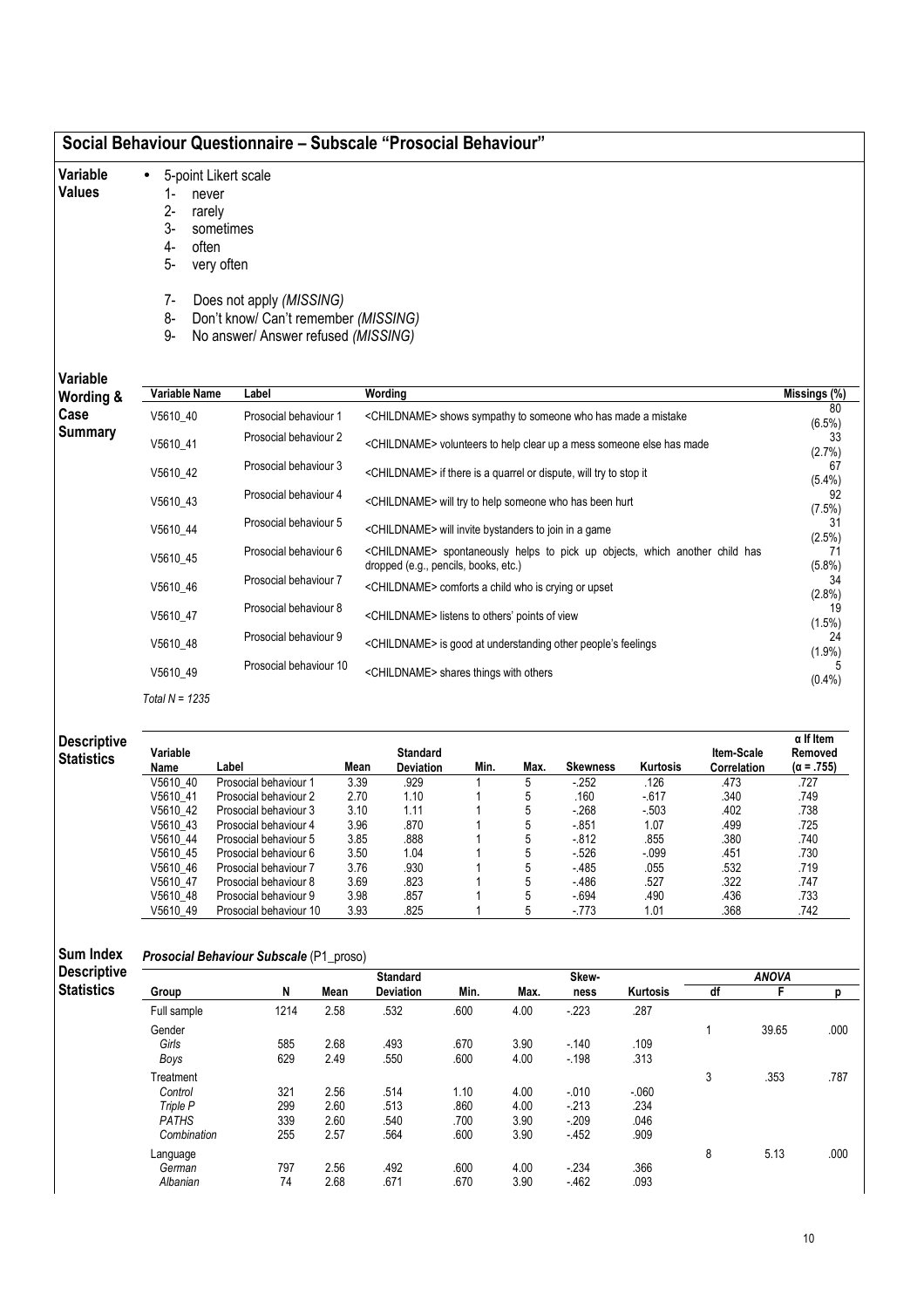## Social Behaviour Questionnaire – Subscale "Prosocial Behaviour"

**Variable Values**

- 5-point Likert scale
  1- never
  2- rarely
  3- sometimes
  4- often
  5- very often

  7- Does not apply *(MISSING)*
  8- Don't know/ Can't remember *(MISSING)*
  9- No answer/ Answer refused *(MISSING)*

**Variable Wording & Case Summary**

| Variable Name | Label | Wording | Missings (%) |
|---|---|---|---|
| V5610_40 | Prosocial behaviour 1 | <CHILDNAME> shows sympathy to someone who has made a mistake | 80 (6.5%) |
| V5610_41 | Prosocial behaviour 2 | <CHILDNAME> volunteers to help clear up a mess someone else has made | 33 (2.7%) |
| V5610_42 | Prosocial behaviour 3 | <CHILDNAME> if there is a quarrel or dispute, will try to stop it | 67 (5.4%) |
| V5610_43 | Prosocial behaviour 4 | <CHILDNAME> will try to help someone who has been hurt | 92 (7.5%) |
| V5610_44 | Prosocial behaviour 5 | <CHILDNAME> will invite bystanders to join in a game | 31 (2.5%) |
| V5610_45 | Prosocial behaviour 6 | <CHILDNAME> spontaneously helps to pick up objects, which another child has dropped (e.g., pencils, books, etc.) | 71 (5.8%) |
| V5610_46 | Prosocial behaviour 7 | <CHILDNAME> comforts a child who is crying or upset | 34 (2.8%) |
| V5610_47 | Prosocial behaviour 8 | <CHILDNAME> listens to others' points of view | 19 (1.5%) |
| V5610_48 | Prosocial behaviour 9 | <CHILDNAME> is good at understanding other people's feelings | 24 (1.9%) |
| V5610_49 | Prosocial behaviour 10 | <CHILDNAME> shares things with others | 5 (0.4%) |

*Total N = 1235*

**Descriptive Statistics**

| Variable Name | Label | Mean | Standard Deviation | Min. | Max. | Skewness | Kurtosis | Item-Scale Correlation | α If Item Removed (α = .755) |
|---|---|---|---|---|---|---|---|---|---|
| V5610_40 | Prosocial behaviour 1 | 3.39 | .929 | 1 | 5 | -.252 | .126 | .473 | .727 |
| V5610_41 | Prosocial behaviour 2 | 2.70 | 1.10 | 1 | 5 | .160 | -.617 | .340 | .749 |
| V5610_42 | Prosocial behaviour 3 | 3.10 | 1.11 | 1 | 5 | -.268 | -.503 | .402 | .738 |
| V5610_43 | Prosocial behaviour 4 | 3.96 | .870 | 1 | 5 | -.851 | 1.07 | .499 | .725 |
| V5610_44 | Prosocial behaviour 5 | 3.85 | .888 | 1 | 5 | -.812 | .855 | .380 | .740 |
| V5610_45 | Prosocial behaviour 6 | 3.50 | 1.04 | 1 | 5 | -.526 | -.099 | .451 | .730 |
| V5610_46 | Prosocial behaviour 7 | 3.76 | .930 | 1 | 5 | -.485 | .055 | .532 | .719 |
| V5610_47 | Prosocial behaviour 8 | 3.69 | .823 | 1 | 5 | -.486 | .527 | .322 | .747 |
| V5610_48 | Prosocial behaviour 9 | 3.98 | .857 | 1 | 5 | -.694 | .490 | .436 | .733 |
| V5610_49 | Prosocial behaviour 10 | 3.93 | .825 | 1 | 5 | -.773 | 1.01 | .368 | .742 |

**Sum Index Descriptive Statistics**

***Prosocial Behaviour Subscale*** (P1_proso)

| Group | N | Mean | Standard Deviation | Min. | Max. | Skew-ness | Kurtosis | ANOVA | | |
|---|---|---|---|---|---|---|---|---|---|---|
| | | | | | | | | df | F | p |
| Full sample | 1214 | 2.58 | .532 | .600 | 4.00 | -.223 | .287 | | | |
| Gender | | | | | | | | 1 | 39.65 | .000 |
| *Girls* | 585 | 2.68 | .493 | .670 | 3.90 | -.140 | .109 | | | |
| *Boys* | 629 | 2.49 | .550 | .600 | 4.00 | -.198 | .313 | | | |
| Treatment | | | | | | | | 3 | .353 | .787 |
| *Control* | 321 | 2.56 | .514 | 1.10 | 4.00 | -.010 | -.060 | | | |
| *Triple P* | 299 | 2.60 | .513 | .860 | 4.00 | -.213 | .234 | | | |
| *PATHS* | 339 | 2.60 | .540 | .700 | 3.90 | -.209 | .046 | | | |
| *Combination* | 255 | 2.57 | .564 | .600 | 3.90 | -.452 | .909 | | | |
| Language | | | | | | | | 8 | 5.13 | .000 |
| *German* | 797 | 2.56 | .492 | .600 | 4.00 | -.234 | .366 | | | |
| *Albanian* | 74 | 2.68 | .671 | .670 | 3.90 | -.462 | .093 | | | |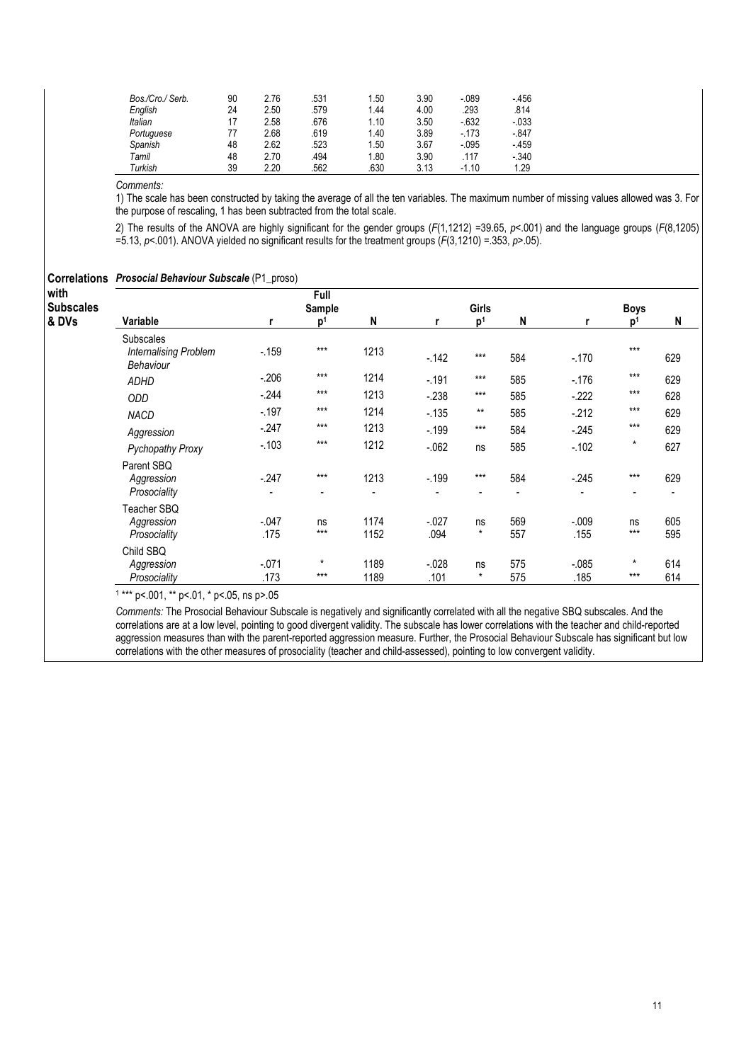| | | | | | | | |
|---|---|---|---|---|---|---|---|
| *Bos./Cro./ Serb.* | 90 | 2.76 | .531 | 1.50 | 3.90 | -.089 | -.456 |
| *English* | 24 | 2.50 | .579 | 1.44 | 4.00 | .293 | .814 |
| *Italian* | 17 | 2.58 | .676 | 1.10 | 3.50 | -.632 | -.033 |
| *Portuguese* | 77 | 2.68 | .619 | 1.40 | 3.89 | -.173 | -.847 |
| *Spanish* | 48 | 2.62 | .523 | 1.50 | 3.67 | -.095 | -.459 |
| *Tamil* | 48 | 2.70 | .494 | 1.80 | 3.90 | .117 | -.340 |
| *Turkish* | 39 | 2.20 | .562 | .630 | 3.13 | -1.10 | 1.29 |

*Comments:*

1) The scale has been constructed by taking the average of all the ten variables. The maximum number of missing values allowed was 3. For the purpose of rescaling, 1 has been subtracted from the total scale.

2) The results of the ANOVA are highly significant for the gender groups ($F(1,1212)$ =39.65, $p$<.001) and the language groups ($F(8,1205)$ =5.13, $p$<.001). ANOVA yielded no significant results for the treatment groups ($F(3,1210)$ =.353, $p$>.05).

**Correlations with Subscales & DVs**

***Prosocial Behaviour Subscale*** (P1_proso)

| Variable | Full Sample r | Full Sample p[1] | Full Sample N | Girls r | Girls p[1] | Girls N | Boys r | Boys p[1] | Boys N |
|---|---|---|---|---|---|---|---|---|---|
| Subscales | | | | | | | | | |
| *Internalising Problem Behaviour* | -.159 | *** | 1213 | -.142 | *** | 584 | -.170 | *** | 629 |
| *ADHD* | -.206 | *** | 1214 | -.191 | *** | 585 | -.176 | *** | 629 |
| *ODD* | -.244 | *** | 1213 | -.238 | *** | 585 | -.222 | *** | 628 |
| *NACD* | -.197 | *** | 1214 | -.135 | ** | 585 | -.212 | *** | 629 |
| *Aggression* | -.247 | *** | 1213 | -.199 | *** | 584 | -.245 | *** | 629 |
| *Pychopathy Proxy* | -.103 | *** | 1212 | -.062 | ns | 585 | -.102 | * | 627 |
| Parent SBQ | | | | | | | | | |
| *Aggression* | -.247 | *** | 1213 | -.199 | *** | 584 | -.245 | *** | 629 |
| *Prosociality* | - | - | - | - | - | - | - | - | - |
| Teacher SBQ | | | | | | | | | |
| *Aggression* | -.047 | ns | 1174 | -.027 | ns | 569 | -.009 | ns | 605 |
| *Prosociality* | .175 | *** | 1152 | .094 | * | 557 | .155 | *** | 595 |
| Child SBQ | | | | | | | | | |
| *Aggression* | -.071 | * | 1189 | -.028 | ns | 575 | -.085 | * | 614 |
| *Prosociality* | .173 | *** | 1189 | .101 | * | 575 | .185 | *** | 614 |

[1] *** p<.001, ** p<.01, * p<.05, ns p>.05

*Comments:* The Prosocial Behaviour Subscale is negatively and significantly correlated with all the negative SBQ subscales. And the correlations are at a low level, pointing to good divergent validity. The subscale has lower correlations with the teacher and child-reported aggression measures than with the parent-reported aggression measure. Further, the Prosocial Behaviour Subscale has significant but low correlations with the other measures of prosociality (teacher and child-assessed), pointing to low convergent validity.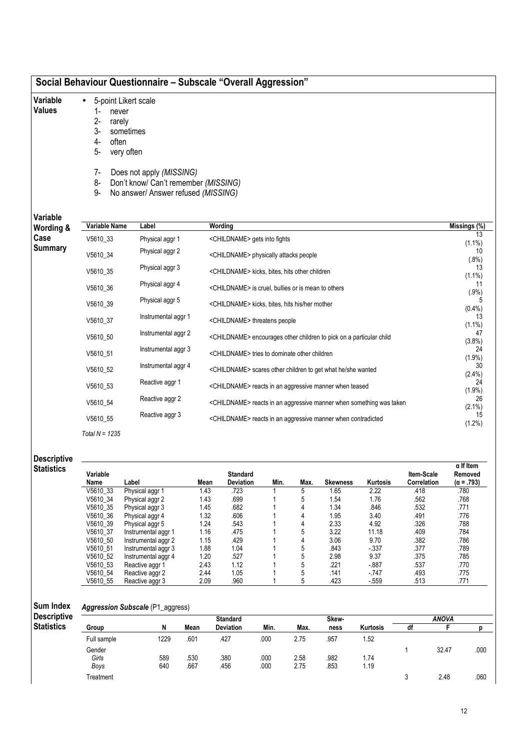## Social Behaviour Questionnaire – Subscale "Overall Aggression"

**Variable Values**

- 5-point Likert scale
  1- never
  2- rarely
  3- sometimes
  4- often
  5- very often

  7- Does not apply *(MISSING)*
  8- Don't know/ Can't remember *(MISSING)*
  9- No answer/ Answer refused *(MISSING)*

**Variable Wording & Case Summary**

| Variable Name | Label | Wording | Missings (%) |
|---|---|---|---|
| V5610_33 | Physical aggr 1 | <CHILDNAME> gets into fights | 13 (1.1%) |
| V5610_34 | Physical aggr 2 | <CHILDNAME> physically attacks people | 10 (.8%) |
| V5610_35 | Physical aggr 3 | <CHILDNAME> kicks, bites, hits other children | 13 (1.1%) |
| V5610_36 | Physical aggr 4 | <CHILDNAME> is cruel, bullies or is mean to others | 11 (.9%) |
| V5610_39 | Physical aggr 5 | <CHILDNAME> kicks, bites, hits his/her mother | 5 (0.4%) |
| V5610_37 | Instrumental aggr 1 | <CHILDNAME> threatens people | 13 (1.1%) |
| V5610_50 | Instrumental aggr 2 | <CHILDNAME> encourages other children to pick on a particular child | 47 (3.8%) |
| V5610_51 | Instrumental aggr 3 | <CHILDNAME> tries to dominate other children | 24 (1.9%) |
| V5610_52 | Instrumental aggr 4 | <CHILDNAME> scares other children to get what he/she wanted | 30 (2.4%) |
| V5610_53 | Reactive aggr 1 | <CHILDNAME> reacts in an aggressive manner when teased | 24 (1.9%) |
| V5610_54 | Reactive aggr 2 | <CHILDNAME> reacts in an aggressive manner when something was taken | 26 (2.1%) |
| V5610_55 | Reactive aggr 3 | <CHILDNAME> reacts in an aggressive manner when contradicted | 15 (1.2%) |

*Total N = 1235*

**Descriptive Statistics**

| Variable Name | Label | Mean | Standard Deviation | Min. | Max. | Skewness | Kurtosis | Item-Scale Correlation | α If Item Removed (α = .793) |
|---|---|---|---|---|---|---|---|---|---|
| V5610_33 | Physical aggr 1 | 1.43 | .723 | 1 | 5 | 1.65 | 2.22 | .418 | .780 |
| V5610_34 | Physical aggr 2 | 1.43 | .699 | 1 | 5 | 1.54 | 1.76 | .562 | .768 |
| V5610_35 | Physical aggr 3 | 1.45 | .682 | 1 | 4 | 1.34 | .846 | .532 | .771 |
| V5610_36 | Physical aggr 4 | 1.32 | .606 | 1 | 4 | 1.95 | 3.40 | .491 | .776 |
| V5610_39 | Physical aggr 5 | 1.24 | .543 | 1 | 4 | 2.33 | 4.92 | .326 | .788 |
| V5610_37 | Instrumental aggr 1 | 1.16 | .475 | 1 | 5 | 3.22 | 11.18 | .409 | .784 |
| V5610_50 | Instrumental aggr 2 | 1.15 | .429 | 1 | 4 | 3.06 | 9.70 | .382 | .786 |
| V5610_51 | Instrumental aggr 3 | 1.88 | 1.04 | 1 | 5 | .843 | -.337 | .377 | .789 |
| V5610_52 | Instrumental aggr 4 | 1.20 | .527 | 1 | 5 | 2.98 | 9.37 | .375 | .785 |
| V5610_53 | Reactive aggr 1 | 2.43 | 1.12 | 1 | 5 | .221 | -.887 | .537 | .770 |
| V5610_54 | Reactive aggr 2 | 2.44 | 1.05 | 1 | 5 | .141 | -.747 | .493 | .775 |
| V5610_55 | Reactive aggr 3 | 2.09 | .960 | 1 | 5 | .423 | -.559 | .513 | .771 |

**Sum Index Descriptive Statistics**

*Aggression Subscale* (P1_aggress)

| Group | N | Mean | Standard Deviation | Min. | Max. | Skew-ness | Kurtosis | ANOVA df | ANOVA F | ANOVA p |
|---|---|---|---|---|---|---|---|---|---|---|
| Full sample | 1229 | .601 | .427 | .000 | 2.75 | .957 | 1.52 | | | |
| Gender | | | | | | | | 1 | 32.47 | .000 |
| *Girls* | 589 | .530 | .380 | .000 | 2.58 | .982 | 1.74 | | | |
| *Boys* | 640 | .667 | .456 | .000 | 2.75 | .853 | 1.19 | | | |
| Treatment | | | | | | | | 3 | 2.48 | .060 |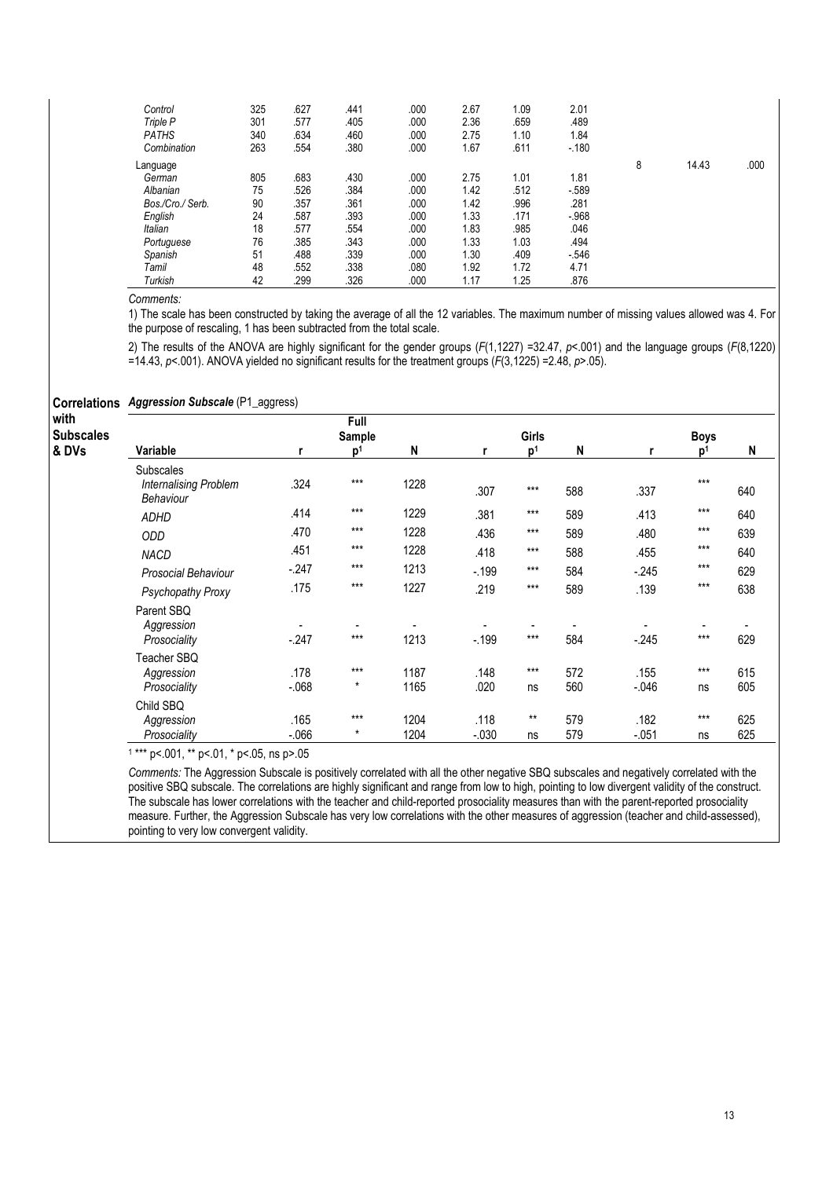| | | | | | | | | | | |
|---|---|---|---|---|---|---|---|---|---|---|
| *Control* | 325 | .627 | .441 | .000 | 2.67 | 1.09 | 2.01 | | | |
| *Triple P* | 301 | .577 | .405 | .000 | 2.36 | .659 | .489 | | | |
| *PATHS* | 340 | .634 | .460 | .000 | 2.75 | 1.10 | 1.84 | | | |
| *Combination* | 263 | .554 | .380 | .000 | 1.67 | .611 | -.180 | | | |
| Language | | | | | | | | 8 | 14.43 | .000 |
| *German* | 805 | .683 | .430 | .000 | 2.75 | 1.01 | 1.81 | | | |
| *Albanian* | 75 | .526 | .384 | .000 | 1.42 | .512 | -.589 | | | |
| *Bos./Cro./ Serb.* | 90 | .357 | .361 | .000 | 1.42 | .996 | .281 | | | |
| *English* | 24 | .587 | .393 | .000 | 1.33 | .171 | -.968 | | | |
| *Italian* | 18 | .577 | .554 | .000 | 1.83 | .985 | .046 | | | |
| *Portuguese* | 76 | .385 | .343 | .000 | 1.33 | 1.03 | .494 | | | |
| *Spanish* | 51 | .488 | .339 | .000 | 1.30 | .409 | -.546 | | | |
| *Tamil* | 48 | .552 | .338 | .080 | 1.92 | 1.72 | 4.71 | | | |
| *Turkish* | 42 | .299 | .326 | .000 | 1.17 | 1.25 | .876 | | | |

*Comments:*

1) The scale has been constructed by taking the average of all the 12 variables. The maximum number of missing values allowed was 4. For the purpose of rescaling, 1 has been subtracted from the total scale.

2) The results of the ANOVA are highly significant for the gender groups ($F(1,1227)$ =32.47, $p$<.001) and the language groups ($F(8,1220)$ =14.43, $p$<.001). ANOVA yielded no significant results for the treatment groups ($F(3,1225)$ =2.48, $p$>.05).

**Correlations with Subscales & DVs**

***Aggression Subscale*** (P1_aggress)

| Variable | Full Sample r | Full Sample p[1] | Full Sample N | Girls r | Girls p[1] | Girls N | Boys r | Boys p[1] | Boys N |
|---|---|---|---|---|---|---|---|---|---|
| Subscales | | | | | | | | | |
| *Internalising Problem Behaviour* | .324 | *** | 1228 | .307 | *** | 588 | .337 | *** | 640 |
| *ADHD* | .414 | *** | 1229 | .381 | *** | 589 | .413 | *** | 640 |
| *ODD* | .470 | *** | 1228 | .436 | *** | 589 | .480 | *** | 639 |
| *NACD* | .451 | *** | 1228 | .418 | *** | 588 | .455 | *** | 640 |
| *Prosocial Behaviour* | -.247 | *** | 1213 | -.199 | *** | 584 | -.245 | *** | 629 |
| *Psychopathy Proxy* | .175 | *** | 1227 | .219 | *** | 589 | .139 | *** | 638 |
| Parent SBQ | | | | | | | | | |
| *Aggression* | - | - | - | - | - | - | - | - | - |
| *Prosociality* | -.247 | *** | 1213 | -.199 | *** | 584 | -.245 | *** | 629 |
| Teacher SBQ | | | | | | | | | |
| *Aggression* | .178 | *** | 1187 | .148 | *** | 572 | .155 | *** | 615 |
| *Prosociality* | -.068 | * | 1165 | .020 | ns | 560 | -.046 | ns | 605 |
| Child SBQ | | | | | | | | | |
| *Aggression* | .165 | *** | 1204 | .118 | ** | 579 | .182 | *** | 625 |
| *Prosociality* | -.066 | * | 1204 | -.030 | ns | 579 | -.051 | ns | 625 |

[1] *** p<.001, ** p<.01, * p<.05, ns p>.05

*Comments:* The Aggression Subscale is positively correlated with all the other negative SBQ subscales and negatively correlated with the positive SBQ subscale. The correlations are highly significant and range from low to high, pointing to low divergent validity of the construct. The subscale has lower correlations with the teacher and child-reported prosociality measures than with the parent-reported prosociality measure. Further, the Aggression Subscale has very low correlations with the other measures of aggression (teacher and child-assessed), pointing to very low convergent validity.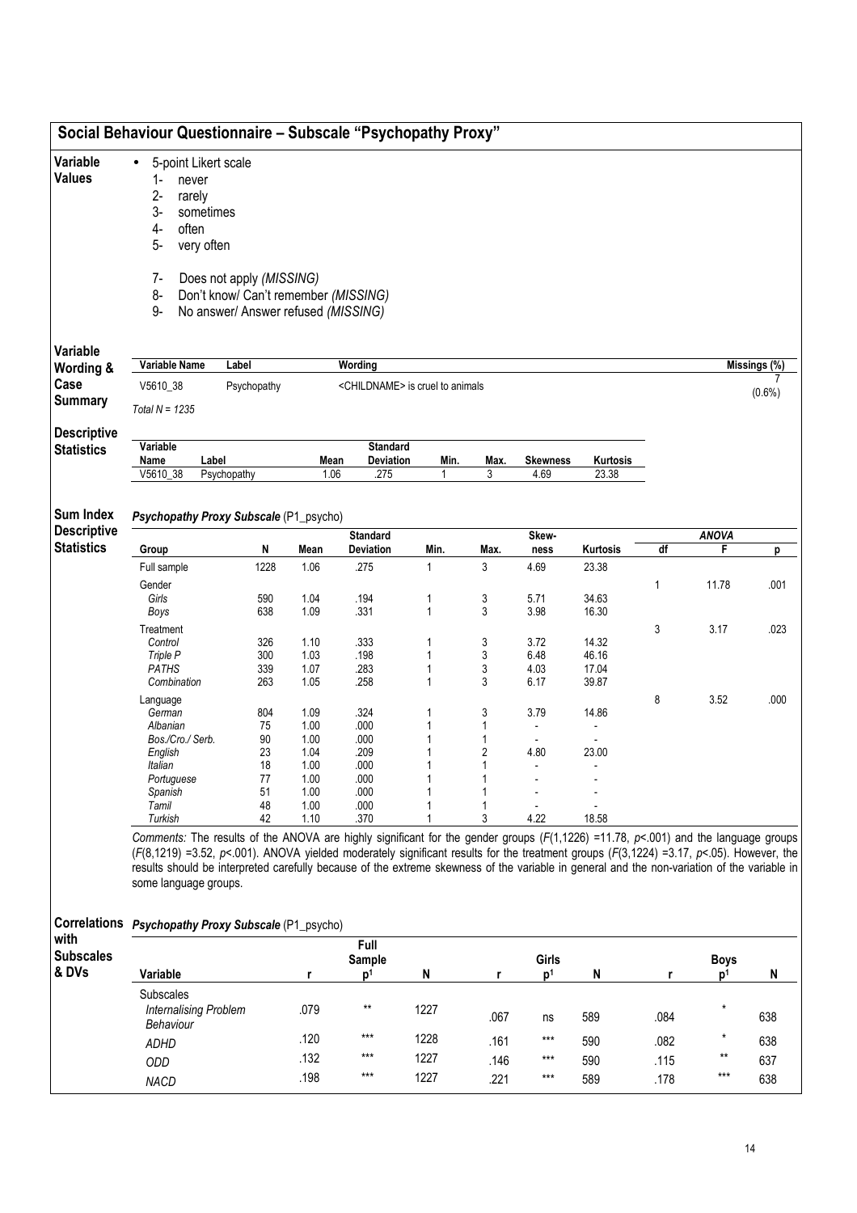## Social Behaviour Questionnaire – Subscale "Psychopathy Proxy"

**Variable Values**

- 5-point Likert scale
  1- never
  2- rarely
  3- sometimes
  4- often
  5- very often

  7- Does not apply *(MISSING)*
  8- Don't know/ Can't remember *(MISSING)*
  9- No answer/ Answer refused *(MISSING)*

**Variable Wording & Case Summary**

| Variable Name | Label | Wording | Missings (%) |
|---|---|---|---|
| V5610_38 | Psychopathy | <CHILDNAME> is cruel to animals | 7 (0.6%) |

*Total N = 1235*

**Descriptive Statistics**

| Variable Name | Label | Mean | Standard Deviation | Min. | Max. | Skewness | Kurtosis |
|---|---|---|---|---|---|---|---|
| V5610_38 | Psychopathy | 1.06 | .275 | 1 | 3 | 4.69 | 23.38 |

**Sum Index Descriptive Statistics**

***Psychopathy Proxy Subscale*** **(P1_psycho)**

| Group | N | Mean | Standard Deviation | Min. | Max. | Skewness | Kurtosis | ANOVA df | ANOVA F | ANOVA p |
|---|---|---|---|---|---|---|---|---|---|---|
| Full sample | 1228 | 1.06 | .275 | 1 | 3 | 4.69 | 23.38 | | | |
| Gender | | | | | | | | 1 | 11.78 | .001 |
| *Girls* | 590 | 1.04 | .194 | 1 | 3 | 5.71 | 34.63 | | | |
| *Boys* | 638 | 1.09 | .331 | 1 | 3 | 3.98 | 16.30 | | | |
| Treatment | | | | | | | | 3 | 3.17 | .023 |
| *Control* | 326 | 1.10 | .333 | 1 | 3 | 3.72 | 14.32 | | | |
| *Triple P* | 300 | 1.03 | .198 | 1 | 3 | 6.48 | 46.16 | | | |
| *PATHS* | 339 | 1.07 | .283 | 1 | 3 | 4.03 | 17.04 | | | |
| *Combination* | 263 | 1.05 | .258 | 1 | 3 | 6.17 | 39.87 | | | |
| Language | | | | | | | | 8 | 3.52 | .000 |
| *German* | 804 | 1.09 | .324 | 1 | 3 | 3.79 | 14.86 | | | |
| *Albanian* | 75 | 1.00 | .000 | 1 | 1 | - | - | | | |
| *Bos./Cro./ Serb.* | 90 | 1.00 | .000 | 1 | 1 | - | - | | | |
| *English* | 23 | 1.04 | .209 | 1 | 2 | 4.80 | 23.00 | | | |
| *Italian* | 18 | 1.00 | .000 | 1 | 1 | - | - | | | |
| *Portuguese* | 77 | 1.00 | .000 | 1 | 1 | - | - | | | |
| *Spanish* | 51 | 1.00 | .000 | 1 | 1 | - | - | | | |
| *Tamil* | 48 | 1.00 | .000 | 1 | 1 | - | - | | | |
| *Turkish* | 42 | 1.10 | .370 | 1 | 3 | 4.22 | 18.58 | | | |

*Comments:* The results of the ANOVA are highly significant for the gender groups ($F(1,1226)$ =11.78, $p$<.001) and the language groups ($F(8,1219)$ =3.52, $p$<.001). ANOVA yielded moderately significant results for the treatment groups ($F(3,1224)$ =3.17, $p$<.05). However, the results should be interpreted carefully because of the extreme skewness of the variable in general and the non-variation of the variable in some language groups.

**Correlations with Subscales & DVs**

***Psychopathy Proxy Subscale*** **(P1_psycho)**

| Variable | Full Sample r | Full Sample p[1] | Full Sample N | Girls r | Girls p[1] | Girls N | Boys r | Boys p[1] | Boys N |
|---|---|---|---|---|---|---|---|---|---|
| Subscales | | | | | | | | | |
| *Internalising Problem Behaviour* | .079 | ** | 1227 | .067 | ns | 589 | .084 | * | 638 |
| *ADHD* | .120 | *** | 1228 | .161 | *** | 590 | .082 | * | 638 |
| *ODD* | .132 | *** | 1227 | .146 | *** | 590 | .115 | ** | 637 |
| *NACD* | .198 | *** | 1227 | .221 | *** | 589 | .178 | *** | 638 |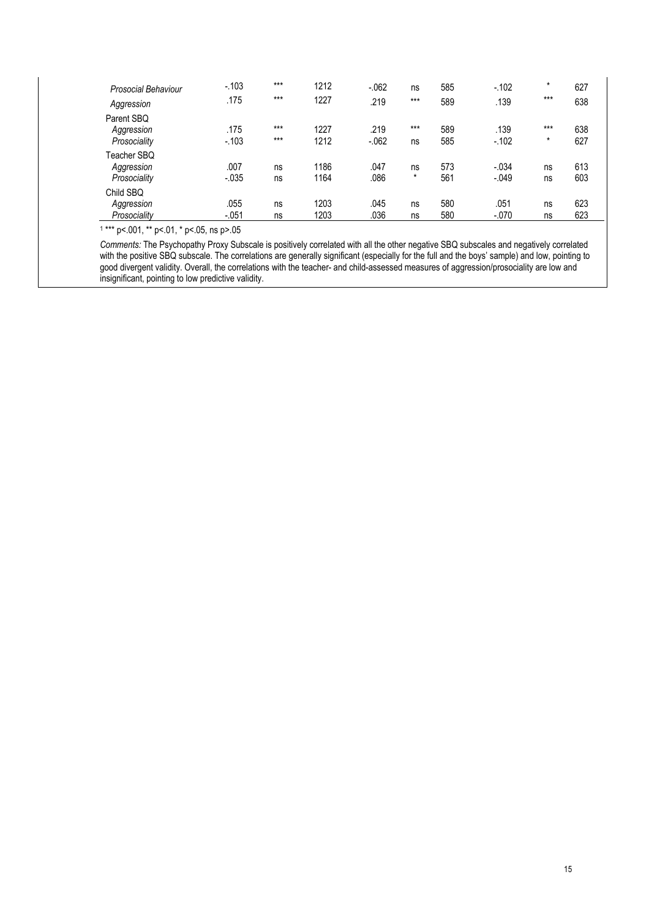| | | | | | | | | | |
|---|---|---|---|---|---|---|---|---|---|
| *Prosocial Behaviour* | -.103 | *** | 1212 | -.062 | ns | 585 | -.102 | * | 627 |
| *Aggression* | .175 | *** | 1227 | .219 | *** | 589 | .139 | *** | 638 |
| Parent SBQ | | | | | | | | | |
| *Aggression* | .175 | *** | 1227 | .219 | *** | 589 | .139 | *** | 638 |
| *Prosociality* | -.103 | *** | 1212 | -.062 | ns | 585 | -.102 | * | 627 |
| Teacher SBQ | | | | | | | | | |
| *Aggression* | .007 | ns | 1186 | .047 | ns | 573 | -.034 | ns | 613 |
| *Prosociality* | -.035 | ns | 1164 | .086 | * | 561 | -.049 | ns | 603 |
| Child SBQ | | | | | | | | | |
| *Aggression* | .055 | ns | 1203 | .045 | ns | 580 | .051 | ns | 623 |
| *Prosociality* | -.051 | ns | 1203 | .036 | ns | 580 | -.070 | ns | 623 |

[1] *** p<.001, ** p<.01, * p<.05, ns p>.05

*Comments:* The Psychopathy Proxy Subscale is positively correlated with all the other negative SBQ subscales and negatively correlated with the positive SBQ subscale. The correlations are generally significant (especially for the full and the boys' sample) and low, pointing to good divergent validity. Overall, the correlations with the teacher- and child-assessed measures of aggression/prosociality are low and insignificant, pointing to low predictive validity.